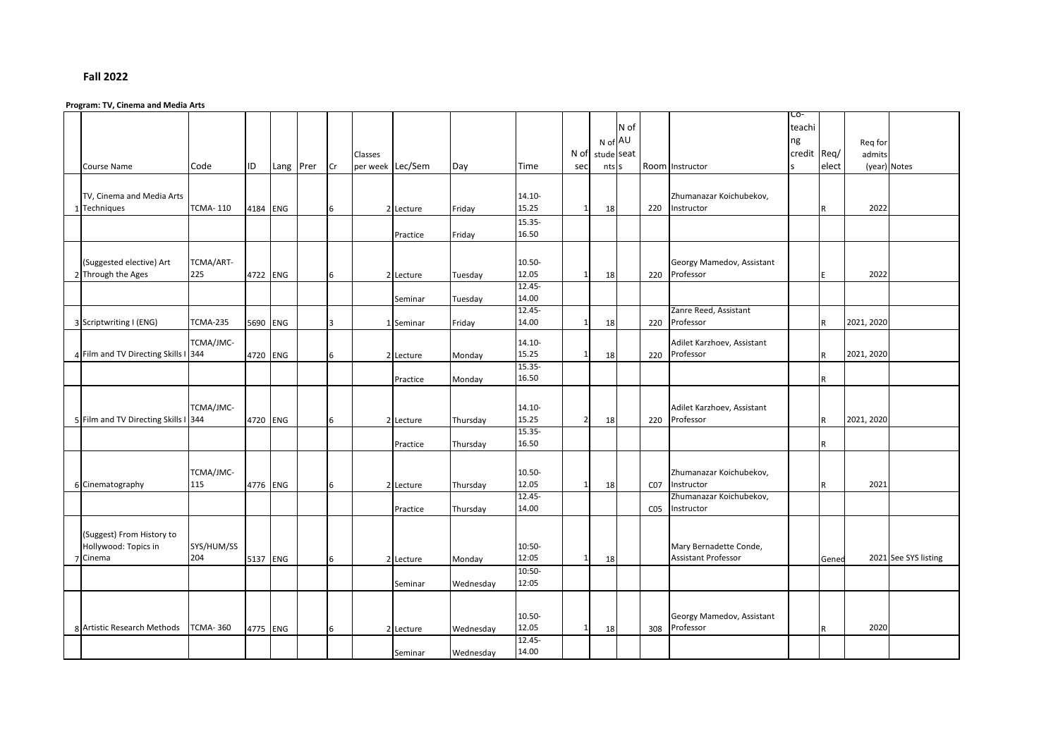**Fall 2022**

**Program: TV, Cinema and Media Arts**

| | Course Name | Code | ID | Lang | Prer | Cr | Classes per week | Lec/Sem | Day | Time | N of sec | N of students | N of AU seats | Room | Instructor | Co-teaching credits | Req/elect | Req for admits (year) | Notes |
|---|---|---|---|---|---|---|---|---|---|---|---|---|---|---|---|---|---|---|---|
| 1 | TV, Cinema and Media Arts Techniques | TCMA- 110 | 4184 | ENG | | 6 | 2 | Lecture | Friday | 14.10-15.25 | 1 | 18 | | 220 | Zhumanazar Koichubekov, Instructor | | R | 2022 | |
| | | | | | | | | Practice | Friday | 15.35-16.50 | | | | | | | | | |
| 2 | (Suggested elective) Art Through the Ages | TCMA/ART-225 | 4722 | ENG | | 6 | 2 | Lecture | Tuesday | 10.50-12.05 | 1 | 18 | | 220 | Georgy Mamedov, Assistant Professor | | E | 2022 | |
| | | | | | | | | Seminar | Tuesday | 12.45-14.00 | | | | | | | | | |
| 3 | Scriptwriting I (ENG) | TCMA-235 | 5690 | ENG | | 3 | 1 | Seminar | Friday | 12.45-14.00 | 1 | 18 | | 220 | Zanre Reed, Assistant Professor | | R | 2021, 2020 | |
| 4 | Film and TV Directing Skills I | TCMA/JMC-344 | 4720 | ENG | | 6 | 2 | Lecture | Monday | 14.10-15.25 | 1 | 18 | | 220 | Adilet Karzhoev, Assistant Professor | | R | 2021, 2020 | |
| | | | | | | | | Practice | Monday | 15.35-16.50 | | | | | | | R | | |
| 5 | Film and TV Directing Skills I | TCMA/JMC-344 | 4720 | ENG | | 6 | 2 | Lecture | Thursday | 14.10-15.25 | 2 | 18 | | 220 | Adilet Karzhoev, Assistant Professor | | R | 2021, 2020 | |
| | | | | | | | | Practice | Thursday | 15.35-16.50 | | | | | | | R | | |
| 6 | Cinematography | TCMA/JMC-115 | 4776 | ENG | | 6 | 2 | Lecture | Thursday | 10.50-12.05 | 1 | 18 | | C07 | Zhumanazar Koichubekov, Instructor | | R | 2021 | |
| | | | | | | | | Practice | Thursday | 12.45-14.00 | | | | C05 | Zhumanazar Koichubekov, Instructor | | | | |
| 7 | (Suggest) From History to Hollywood: Topics in Cinema | SYS/HUM/SS 204 | 5137 | ENG | | 6 | 2 | Lecture | Monday | 10:50-12:05 | 1 | 18 | | | Mary Bernadette Conde, Assistant Professor | | Gened | 2021 | See SYS listing |
| | | | | | | | | Seminar | Wednesday | 10:50-12:05 | | | | | | | | | |
| 8 | Artistic Research Methods | TCMA- 360 | 4775 | ENG | | 6 | 2 | Lecture | Wednesday | 10.50-12.05 | 1 | 18 | | 308 | Georgy Mamedov, Assistant Professor | | R | 2020 | |
| | | | | | | | | Seminar | Wednesday | 12.45-14.00 | | | | | | | | | |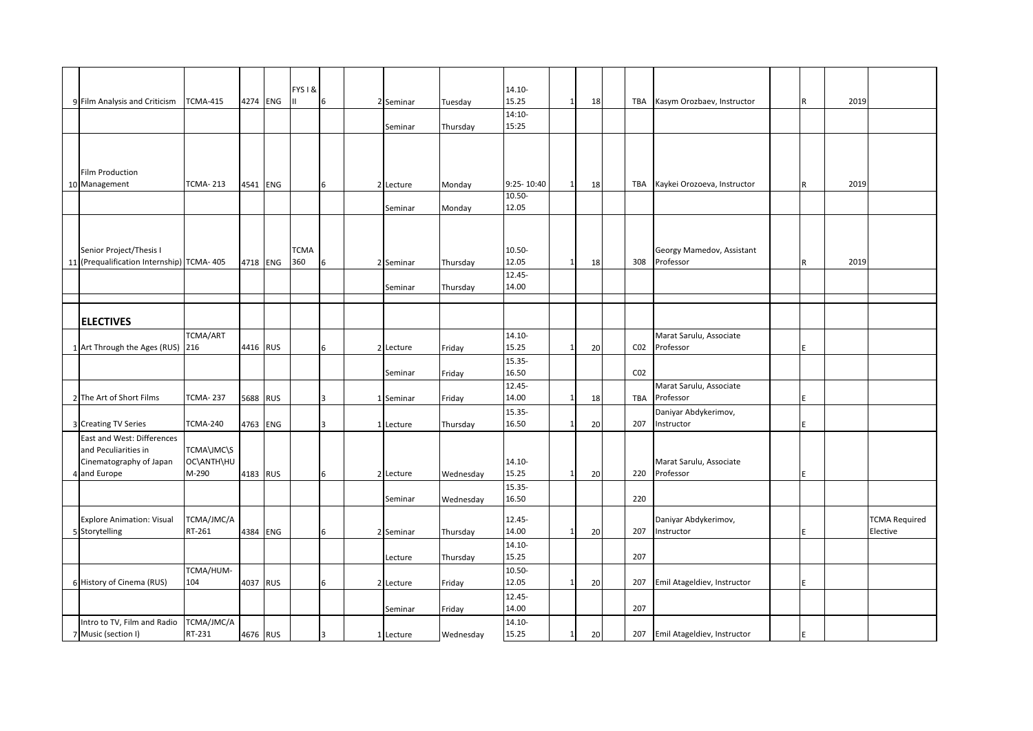| | | | | | | | | | | | | | | | | | | | | |
|---|---|---|---|---|---|---|---|---|---|---|---|---|---|---|---|---|---|---|---|---|
| 9 | Film Analysis and Criticism | TCMA-415 | 4274 | ENG | FYS I & II | 6 | | 2 | Seminar | Tuesday | 14.10-15.25 | 1 | 18 | | TBA | Kasym Orozbaev, Instructor | | R | 2019 | |
| | | | | | | | | | Seminar | Thursday | 14:10-15:25 | | | | | | | | | |
| 10 | Film Production Management | TCMA- 213 | 4541 | ENG | | 6 | | 2 | Lecture | Monday | 9:25- 10:40 | 1 | 18 | | TBA | Kaykei Orozoeva, Instructor | | R | 2019 | |
| | | | | | | | | | Seminar | Monday | 10.50-12.05 | | | | | | | | | |
| 11 | Senior Project/Thesis I (Prequalification Internship) | TCMA- 405 | 4718 | ENG | TCMA 360 | 6 | | 2 | Seminar | Thursday | 10.50-12.05 | 1 | 18 | | 308 | Georgy Mamedov, Assistant Professor | | R | 2019 | |
| | | | | | | | | | Seminar | Thursday | 12.45-14.00 | | | | | | | | | |
| | **ELECTIVES** | | | | | | | | | | | | | | | | | | | |
| 1 | Art Through the Ages (RUS) | TCMA/ART 216 | 4416 | RUS | | 6 | | 2 | Lecture | Friday | 14.10-15.25 | 1 | 20 | | C02 | Marat Sarulu, Associate Professor | | E | | |
| | | | | | | | | | Seminar | Friday | 15.35-16.50 | | | | C02 | | | | | |
| 2 | The Art of Short Films | TCMA- 237 | 5688 | RUS | | 3 | | 1 | Seminar | Friday | 12.45-14.00 | 1 | 18 | | TBA | Marat Sarulu, Associate Professor | | E | | |
| 3 | Creating TV Series | TCMA-240 | 4763 | ENG | | 3 | | 1 | Lecture | Thursday | 15.35-16.50 | 1 | 20 | | 207 | Daniyar Abdykerimov, Instructor | | E | | |
| 4 | East and West: Differences and Peculiarities in Cinematography of Japan and Europe | TCMA\JMC\SOC\ANTH\HUM-290 | 4183 | RUS | | 6 | | 2 | Lecture | Wednesday | 14.10-15.25 | 1 | 20 | | 220 | Marat Sarulu, Associate Professor | | E | | |
| | | | | | | | | | Seminar | Wednesday | 15.35-16.50 | | | | 220 | | | | | |
| 5 | Explore Animation: Visual Storytelling | TCMA/JMC/ART-261 | 4384 | ENG | | 6 | | 2 | Seminar | Thursday | 12.45-14.00 | 1 | 20 | | 207 | Daniyar Abdykerimov, Instructor | | E | | TCMA Required Elective |
| | | | | | | | | | Lecture | Thursday | 14.10-15.25 | | | | 207 | | | | | |
| 6 | History of Cinema (RUS) | TCMA/HUM-104 | 4037 | RUS | | 6 | | 2 | Lecture | Friday | 10.50-12.05 | 1 | 20 | | 207 | Emil Atageldiev, Instructor | | E | | |
| | | | | | | | | | Seminar | Friday | 12.45-14.00 | | | | 207 | | | | | |
| 7 | Intro to TV, Film and Radio Music (section I) | TCMA/JMC/ART-231 | 4676 | RUS | | 3 | | 1 | Lecture | Wednesday | 14.10-15.25 | 1 | 20 | | 207 | Emil Atageldiev, Instructor | | E | | |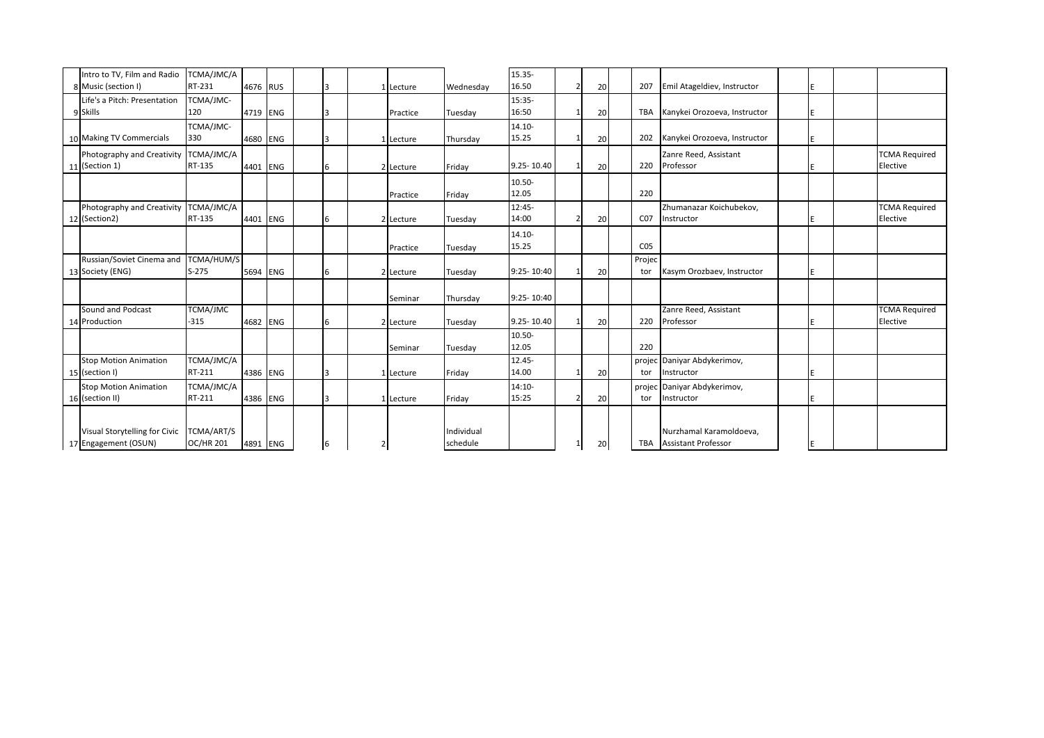| | | | | | | | | | | | | | | | | | | | |
|---|---|---|---|---|---|---|---|---|---|---|---|---|---|---|---|---|---|---|---|
| 8 | Intro to TV, Film and Radio Music (section I) | TCMA/JMC/ART-231 | 4676 | RUS | | 3 | | 1 | Lecture | Wednesday | 15.35-16.50 | 2 | 20 | | 207 | Emil Atageldiev, Instructor | | E | | |
| 9 | Life's a Pitch: Presentation Skills | TCMA/JMC-120 | 4719 | ENG | | 3 | | | Practice | Tuesday | 15:35-16:50 | 1 | 20 | | TBA | Kanykei Orozoeva, Instructor | | E | | |
| 10 | Making TV Commercials | TCMA/JMC-330 | 4680 | ENG | | 3 | | 1 | Lecture | Thursday | 14.10-15.25 | 1 | 20 | | 202 | Kanykei Orozoeva, Instructor | | E | | |
| 11 | Photography and Creativity (Section 1) | TCMA/JMC/ART-135 | 4401 | ENG | | 6 | | 2 | Lecture | Friday | 9.25- 10.40 | 1 | 20 | | 220 | Zanre Reed, Assistant Professor | | E | | TCMA Required Elective |
| | | | | | | | | | Practice | Friday | 10.50-12.05 | | | | 220 | | | | | |
| 12 | Photography and Creativity (Section2) | TCMA/JMC/ART-135 | 4401 | ENG | | 6 | | 2 | Lecture | Tuesday | 12:45-14:00 | 2 | 20 | | C07 | Zhumanazar Koichubekov, Instructor | | E | | TCMA Required Elective |
| | | | | | | | | | Practice | Tuesday | 14.10-15.25 | | | | C05 | | | | | |
| 13 | Russian/Soviet Cinema and Society (ENG) | TCMA/HUM/SS-275 | 5694 | ENG | | 6 | | 2 | Lecture | Tuesday | 9:25- 10:40 | 1 | 20 | | Projector | Kasym Orozbaev, Instructor | | E | | |
| | | | | | | | | | Seminar | Thursday | 9:25- 10:40 | | | | | | | | | |
| 14 | Sound and Podcast Production | TCMA/JMC-315 | 4682 | ENG | | 6 | | 2 | Lecture | Tuesday | 9.25- 10.40 | 1 | 20 | | 220 | Zanre Reed, Assistant Professor | | E | | TCMA Required Elective |
| | | | | | | | | | Seminar | Tuesday | 10.50-12.05 | | | | 220 | | | | | |
| 15 | Stop Motion Animation (section I) | TCMA/JMC/ART-211 | 4386 | ENG | | 3 | | 1 | Lecture | Friday | 12.45-14.00 | 1 | 20 | | projector | Daniyar Abdykerimov, Instructor | | E | | |
| 16 | Stop Motion Animation (section II) | TCMA/JMC/ART-211 | 4386 | ENG | | 3 | | 1 | Lecture | Friday | 14:10-15:25 | 2 | 20 | | projector | Daniyar Abdykerimov, Instructor | | E | | |
| 17 | Visual Storytelling for Civic Engagement (OSUN) | TCMA/ART/SOC/HR 201 | 4891 | ENG | | 6 | | 2 | | Individual schedule | | 1 | 20 | | TBA | Nurzhamal Karamoldoeva, Assistant Professor | | E | | |